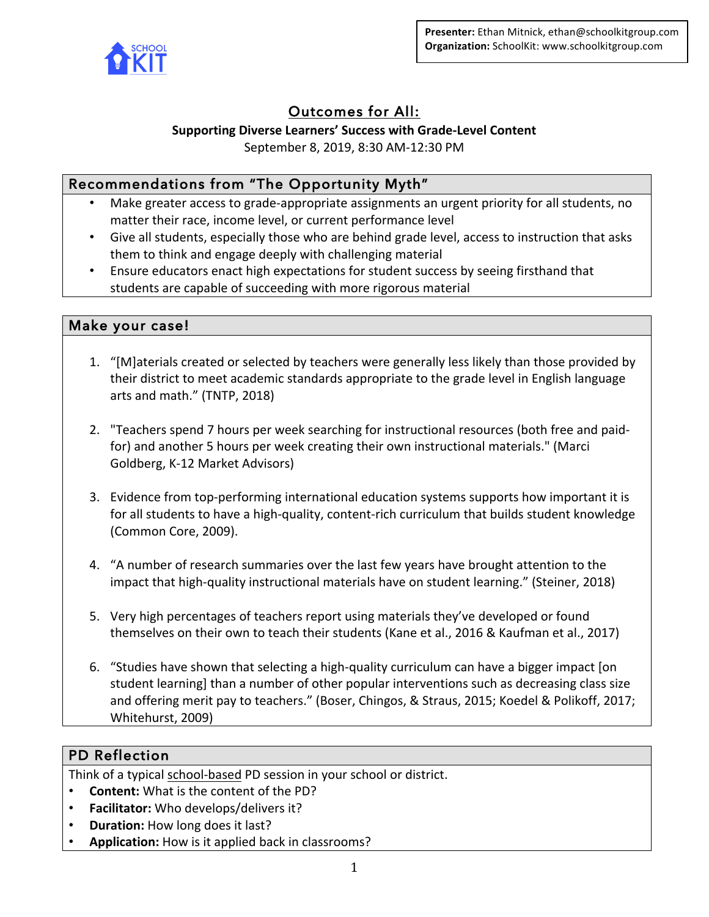**Presenter:** Ethan Mitnick, ethan@schoolkitgroup.com
**Organization:** SchoolKit: www.schoolkitgroup.com

# Outcomes for All:

### Supporting Diverse Learners' Success with Grade-Level Content

September 8, 2019, 8:30 AM-12:30 PM

## Recommendations from "The Opportunity Myth"

- Make greater access to grade-appropriate assignments an urgent priority for all students, no matter their race, income level, or current performance level
- Give all students, especially those who are behind grade level, access to instruction that asks them to think and engage deeply with challenging material
- Ensure educators enact high expectations for student success by seeing firsthand that students are capable of succeeding with more rigorous material

## Make your case!

1. "[M]aterials created or selected by teachers were generally less likely than those provided by their district to meet academic standards appropriate to the grade level in English language arts and math." (TNTP, 2018)

2. "Teachers spend 7 hours per week searching for instructional resources (both free and paid-for) and another 5 hours per week creating their own instructional materials." (Marci Goldberg, K-12 Market Advisors)

3. Evidence from top-performing international education systems supports how important it is for all students to have a high-quality, content-rich curriculum that builds student knowledge (Common Core, 2009).

4. "A number of research summaries over the last few years have brought attention to the impact that high-quality instructional materials have on student learning." (Steiner, 2018)

5. Very high percentages of teachers report using materials they've developed or found themselves on their own to teach their students (Kane et al., 2016 & Kaufman et al., 2017)

6. "Studies have shown that selecting a high-quality curriculum can have a bigger impact [on student learning] than a number of other popular interventions such as decreasing class size and offering merit pay to teachers." (Boser, Chingos, & Straus, 2015; Koedel & Polikoff, 2017; Whitehurst, 2009)

## PD Reflection

Think of a typical school-based PD session in your school or district.

- **Content:** What is the content of the PD?
- **Facilitator:** Who develops/delivers it?
- **Duration:** How long does it last?
- **Application:** How is it applied back in classrooms?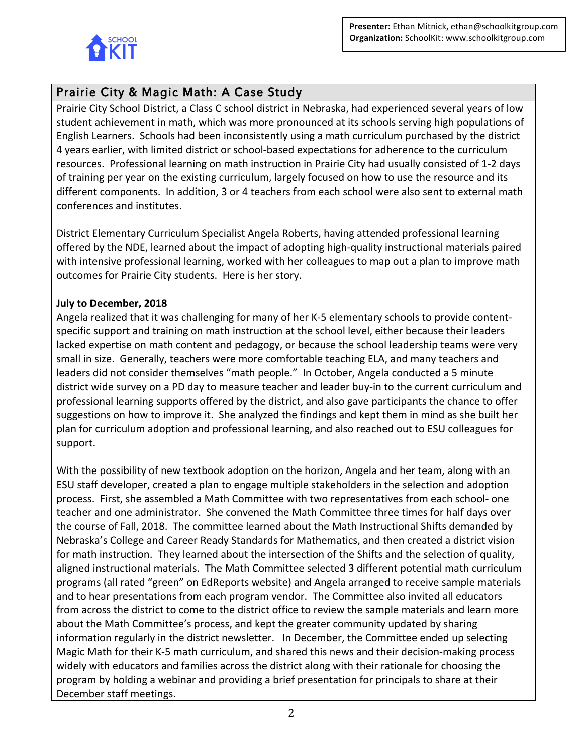**Presenter:** Ethan Mitnick, ethan@schoolkitgroup.com
**Organization:** SchoolKit: www.schoolkitgroup.com

## Prairie City & Magic Math: A Case Study

Prairie City School District, a Class C school district in Nebraska, had experienced several years of low student achievement in math, which was more pronounced at its schools serving high populations of English Learners. Schools had been inconsistently using a math curriculum purchased by the district 4 years earlier, with limited district or school-based expectations for adherence to the curriculum resources. Professional learning on math instruction in Prairie City had usually consisted of 1-2 days of training per year on the existing curriculum, largely focused on how to use the resource and its different components. In addition, 3 or 4 teachers from each school were also sent to external math conferences and institutes.

District Elementary Curriculum Specialist Angela Roberts, having attended professional learning offered by the NDE, learned about the impact of adopting high-quality instructional materials paired with intensive professional learning, worked with her colleagues to map out a plan to improve math outcomes for Prairie City students. Here is her story.

**July to December, 2018**

Angela realized that it was challenging for many of her K-5 elementary schools to provide content-specific support and training on math instruction at the school level, either because their leaders lacked expertise on math content and pedagogy, or because the school leadership teams were very small in size. Generally, teachers were more comfortable teaching ELA, and many teachers and leaders did not consider themselves "math people." In October, Angela conducted a 5 minute district wide survey on a PD day to measure teacher and leader buy-in to the current curriculum and professional learning supports offered by the district, and also gave participants the chance to offer suggestions on how to improve it. She analyzed the findings and kept them in mind as she built her plan for curriculum adoption and professional learning, and also reached out to ESU colleagues for support.

With the possibility of new textbook adoption on the horizon, Angela and her team, along with an ESU staff developer, created a plan to engage multiple stakeholders in the selection and adoption process. First, she assembled a Math Committee with two representatives from each school- one teacher and one administrator. She convened the Math Committee three times for half days over the course of Fall, 2018. The committee learned about the Math Instructional Shifts demanded by Nebraska's College and Career Ready Standards for Mathematics, and then created a district vision for math instruction. They learned about the intersection of the Shifts and the selection of quality, aligned instructional materials. The Math Committee selected 3 different potential math curriculum programs (all rated "green" on EdReports website) and Angela arranged to receive sample materials and to hear presentations from each program vendor. The Committee also invited all educators from across the district to come to the district office to review the sample materials and learn more about the Math Committee's process, and kept the greater community updated by sharing information regularly in the district newsletter. In December, the Committee ended up selecting Magic Math for their K-5 math curriculum, and shared this news and their decision-making process widely with educators and families across the district along with their rationale for choosing the program by holding a webinar and providing a brief presentation for principals to share at their December staff meetings.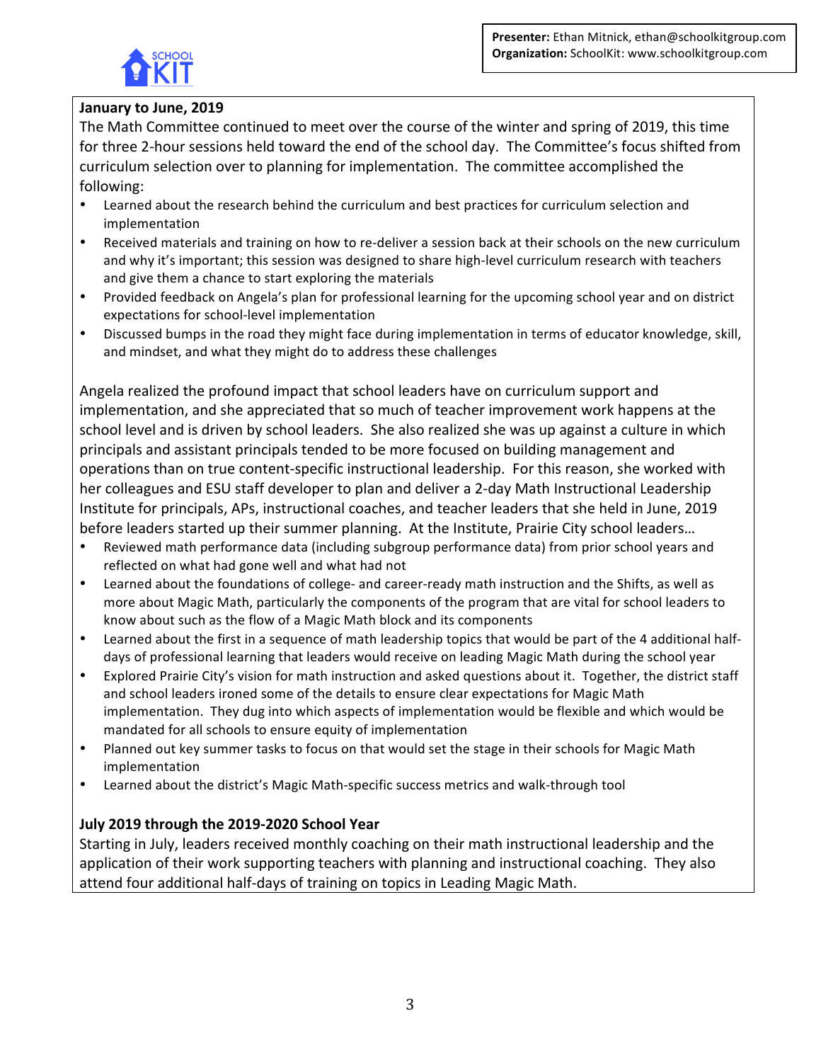**Presenter:** Ethan Mitnick, ethan@schoolkitgroup.com
**Organization:** SchoolKit: www.schoolkitgroup.com

**January to June, 2019**

The Math Committee continued to meet over the course of the winter and spring of 2019, this time for three 2-hour sessions held toward the end of the school day. The Committee's focus shifted from curriculum selection over to planning for implementation. The committee accomplished the following:

- Learned about the research behind the curriculum and best practices for curriculum selection and implementation
- Received materials and training on how to re-deliver a session back at their schools on the new curriculum and why it's important; this session was designed to share high-level curriculum research with teachers and give them a chance to start exploring the materials
- Provided feedback on Angela's plan for professional learning for the upcoming school year and on district expectations for school-level implementation
- Discussed bumps in the road they might face during implementation in terms of educator knowledge, skill, and mindset, and what they might do to address these challenges

Angela realized the profound impact that school leaders have on curriculum support and implementation, and she appreciated that so much of teacher improvement work happens at the school level and is driven by school leaders. She also realized she was up against a culture in which principals and assistant principals tended to be more focused on building management and operations than on true content-specific instructional leadership. For this reason, she worked with her colleagues and ESU staff developer to plan and deliver a 2-day Math Instructional Leadership Institute for principals, APs, instructional coaches, and teacher leaders that she held in June, 2019 before leaders started up their summer planning. At the Institute, Prairie City school leaders…

- Reviewed math performance data (including subgroup performance data) from prior school years and reflected on what had gone well and what had not
- Learned about the foundations of college- and career-ready math instruction and the Shifts, as well as more about Magic Math, particularly the components of the program that are vital for school leaders to know about such as the flow of a Magic Math block and its components
- Learned about the first in a sequence of math leadership topics that would be part of the 4 additional half-days of professional learning that leaders would receive on leading Magic Math during the school year
- Explored Prairie City's vision for math instruction and asked questions about it. Together, the district staff and school leaders ironed some of the details to ensure clear expectations for Magic Math implementation. They dug into which aspects of implementation would be flexible and which would be mandated for all schools to ensure equity of implementation
- Planned out key summer tasks to focus on that would set the stage in their schools for Magic Math implementation
- Learned about the district's Magic Math-specific success metrics and walk-through tool

**July 2019 through the 2019-2020 School Year**

Starting in July, leaders received monthly coaching on their math instructional leadership and the application of their work supporting teachers with planning and instructional coaching. They also attend four additional half-days of training on topics in Leading Magic Math.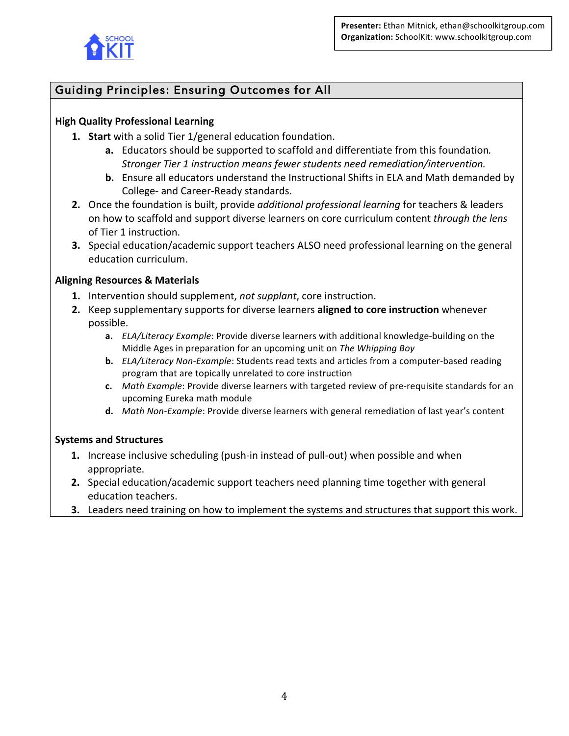Presenter: Ethan Mitnick, ethan@schoolkitgroup.com
Organization: SchoolKit: www.schoolkitgroup.com

## Guiding Principles: Ensuring Outcomes for All

### High Quality Professional Learning

1. **Start** with a solid Tier 1/general education foundation.
   a. Educators should be supported to scaffold and differentiate from this foundation. *Stronger Tier 1 instruction means fewer students need remediation/intervention.*
   b. Ensure all educators understand the Instructional Shifts in ELA and Math demanded by College- and Career-Ready standards.
2. Once the foundation is built, provide *additional professional learning* for teachers & leaders on how to scaffold and support diverse learners on core curriculum content *through the lens* of Tier 1 instruction.
3. Special education/academic support teachers ALSO need professional learning on the general education curriculum.

### Aligning Resources & Materials

1. Intervention should supplement, *not supplant*, core instruction.
2. Keep supplementary supports for diverse learners **aligned to core instruction** whenever possible.
   a. *ELA/Literacy Example*: Provide diverse learners with additional knowledge-building on the Middle Ages in preparation for an upcoming unit on *The Whipping Boy*
   b. *ELA/Literacy Non-Example*: Students read texts and articles from a computer-based reading program that are topically unrelated to core instruction
   c. *Math Example*: Provide diverse learners with targeted review of pre-requisite standards for an upcoming Eureka math module
   d. *Math Non-Example*: Provide diverse learners with general remediation of last year's content

### Systems and Structures

1. Increase inclusive scheduling (push-in instead of pull-out) when possible and when appropriate.
2. Special education/academic support teachers need planning time together with general education teachers.
3. Leaders need training on how to implement the systems and structures that support this work.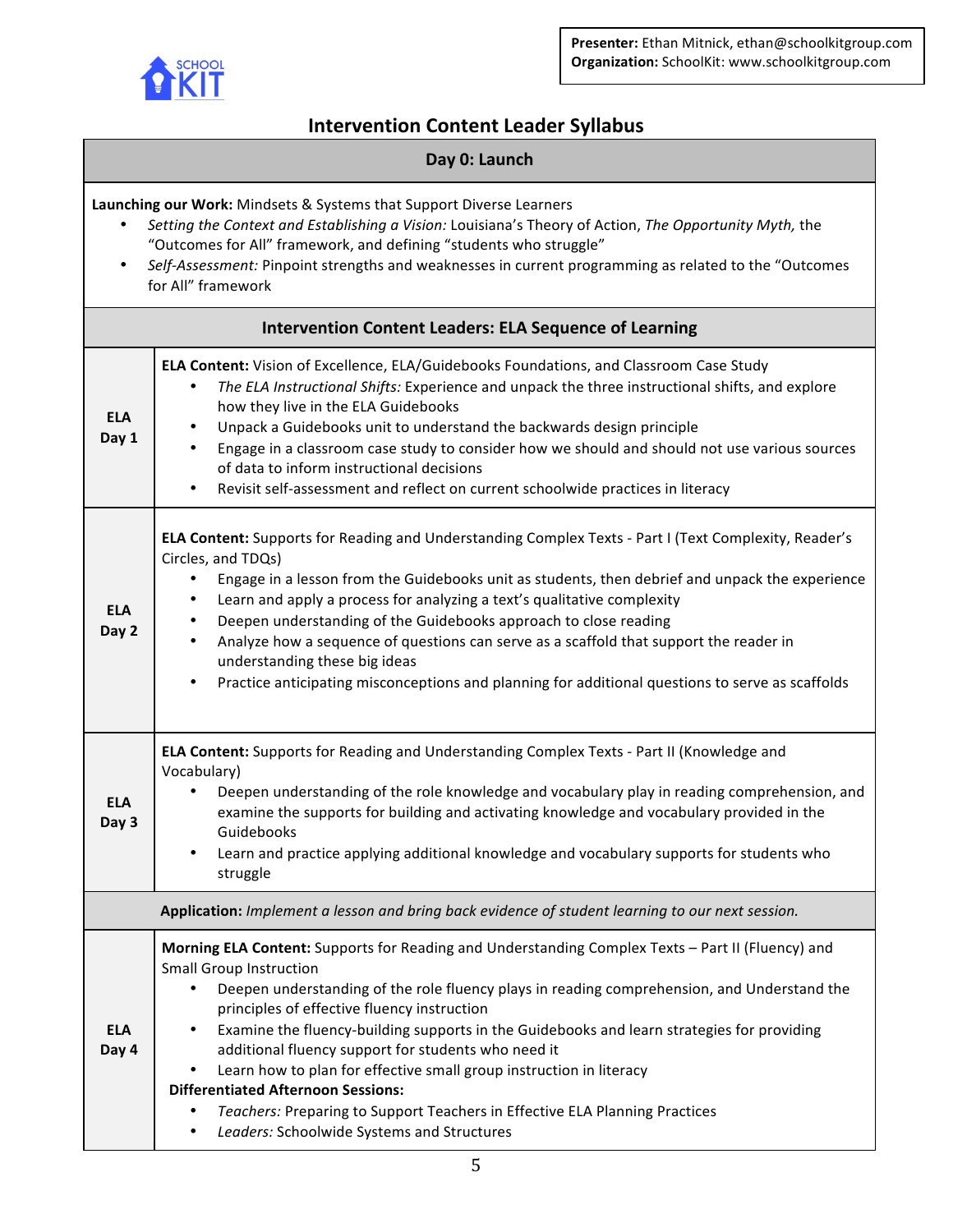**Presenter:** Ethan Mitnick, ethan@schoolkitgroup.com
**Organization:** SchoolKit: www.schoolkitgroup.com

SCHOOL KIT

## Intervention Content Leader Syllabus

### Day 0: Launch

**Launching our Work:** Mindsets & Systems that Support Diverse Learners

- *Setting the Context and Establishing a Vision:* Louisiana's Theory of Action, *The Opportunity Myth,* the "Outcomes for All" framework, and defining "students who struggle"
- *Self-Assessment:* Pinpoint strengths and weaknesses in current programming as related to the "Outcomes for All" framework

### Intervention Content Leaders: ELA Sequence of Learning

**ELA Day 1**

**ELA Content:** Vision of Excellence, ELA/Guidebooks Foundations, and Classroom Case Study

- *The ELA Instructional Shifts:* Experience and unpack the three instructional shifts, and explore how they live in the ELA Guidebooks
- Unpack a Guidebooks unit to understand the backwards design principle
- Engage in a classroom case study to consider how we should and should not use various sources of data to inform instructional decisions
- Revisit self-assessment and reflect on current schoolwide practices in literacy

**ELA Day 2**

**ELA Content:** Supports for Reading and Understanding Complex Texts - Part I (Text Complexity, Reader's Circles, and TDQs)

- Engage in a lesson from the Guidebooks unit as students, then debrief and unpack the experience
- Learn and apply a process for analyzing a text's qualitative complexity
- Deepen understanding of the Guidebooks approach to close reading
- Analyze how a sequence of questions can serve as a scaffold that support the reader in understanding these big ideas
- Practice anticipating misconceptions and planning for additional questions to serve as scaffolds

**ELA Day 3**

**ELA Content:** Supports for Reading and Understanding Complex Texts - Part II (Knowledge and Vocabulary)

- Deepen understanding of the role knowledge and vocabulary play in reading comprehension, and examine the supports for building and activating knowledge and vocabulary provided in the Guidebooks
- Learn and practice applying additional knowledge and vocabulary supports for students who struggle

**Application:** *Implement a lesson and bring back evidence of student learning to our next session.*

**ELA Day 4**

**Morning ELA Content:** Supports for Reading and Understanding Complex Texts – Part II (Fluency) and Small Group Instruction

- Deepen understanding of the role fluency plays in reading comprehension, and Understand the principles of effective fluency instruction
- Examine the fluency-building supports in the Guidebooks and learn strategies for providing additional fluency support for students who need it
- Learn how to plan for effective small group instruction in literacy

**Differentiated Afternoon Sessions:**

- *Teachers:* Preparing to Support Teachers in Effective ELA Planning Practices
- *Leaders:* Schoolwide Systems and Structures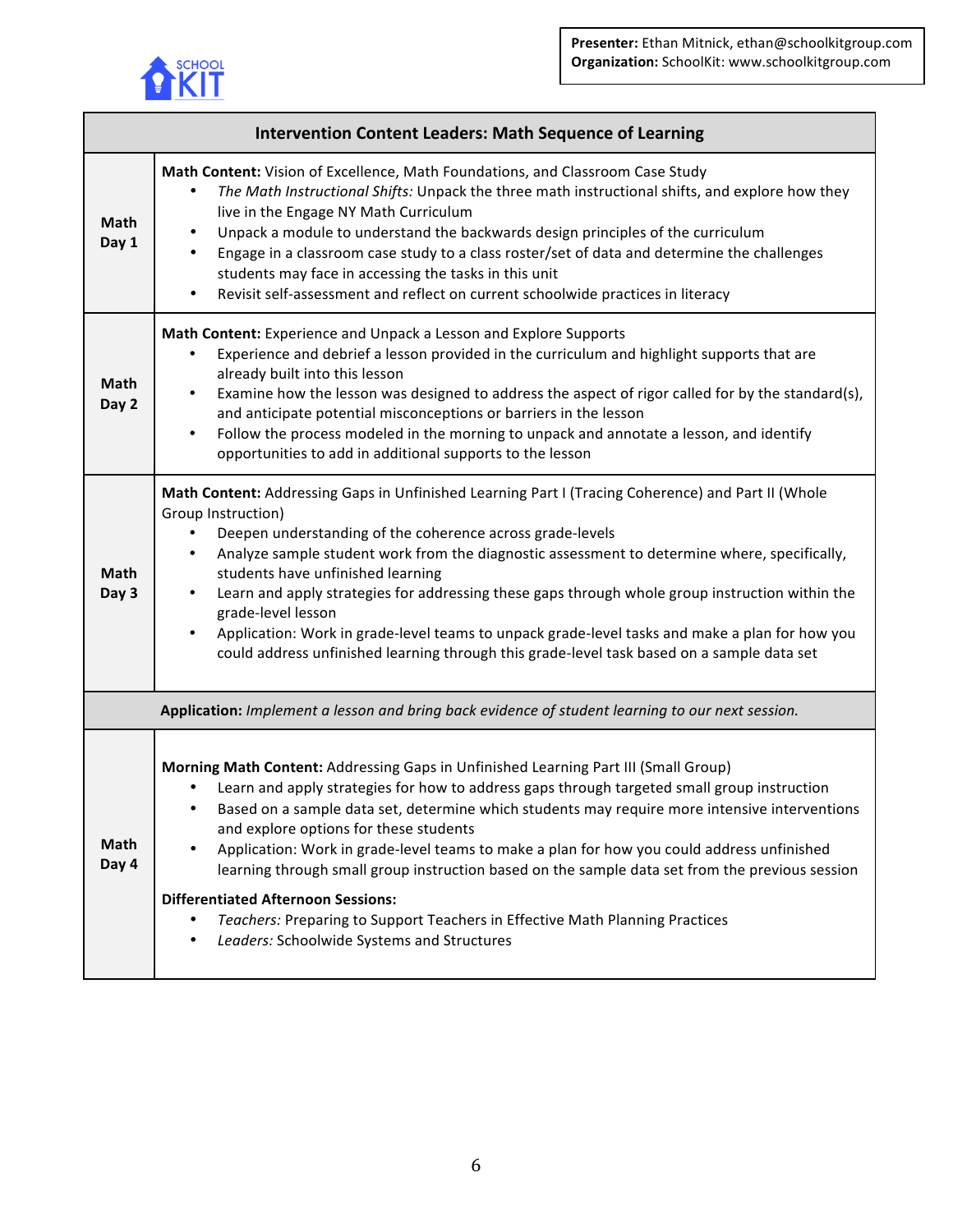**Presenter:** Ethan Mitnick, ethan@schoolkitgroup.com
**Organization:** SchoolKit: www.schoolkitgroup.com

## Intervention Content Leaders: Math Sequence of Learning

| | |
|---|---|
| **Math Day 1** | **Math Content:** Vision of Excellence, Math Foundations, and Classroom Case Study<br>• *The Math Instructional Shifts:* Unpack the three math instructional shifts, and explore how they live in the Engage NY Math Curriculum<br>• Unpack a module to understand the backwards design principles of the curriculum<br>• Engage in a classroom case study to a class roster/set of data and determine the challenges students may face in accessing the tasks in this unit<br>• Revisit self-assessment and reflect on current schoolwide practices in literacy |
| **Math Day 2** | **Math Content:** Experience and Unpack a Lesson and Explore Supports<br>• Experience and debrief a lesson provided in the curriculum and highlight supports that are already built into this lesson<br>• Examine how the lesson was designed to address the aspect of rigor called for by the standard(s), and anticipate potential misconceptions or barriers in the lesson<br>• Follow the process modeled in the morning to unpack and annotate a lesson, and identify opportunities to add in additional supports to the lesson |
| **Math Day 3** | **Math Content:** Addressing Gaps in Unfinished Learning Part I (Tracing Coherence) and Part II (Whole Group Instruction)<br>• Deepen understanding of the coherence across grade-levels<br>• Analyze sample student work from the diagnostic assessment to determine where, specifically, students have unfinished learning<br>• Learn and apply strategies for addressing these gaps through whole group instruction within the grade-level lesson<br>• Application: Work in grade-level teams to unpack grade-level tasks and make a plan for how you could address unfinished learning through this grade-level task based on a sample data set |
| | **Application:** *Implement a lesson and bring back evidence of student learning to our next session.* |
| **Math Day 4** | **Morning Math Content:** Addressing Gaps in Unfinished Learning Part III (Small Group)<br>• Learn and apply strategies for how to address gaps through targeted small group instruction<br>• Based on a sample data set, determine which students may require more intensive interventions and explore options for these students<br>• Application: Work in grade-level teams to make a plan for how you could address unfinished learning through small group instruction based on the sample data set from the previous session<br><br>**Differentiated Afternoon Sessions:**<br>• *Teachers:* Preparing to Support Teachers in Effective Math Planning Practices<br>• *Leaders:* Schoolwide Systems and Structures |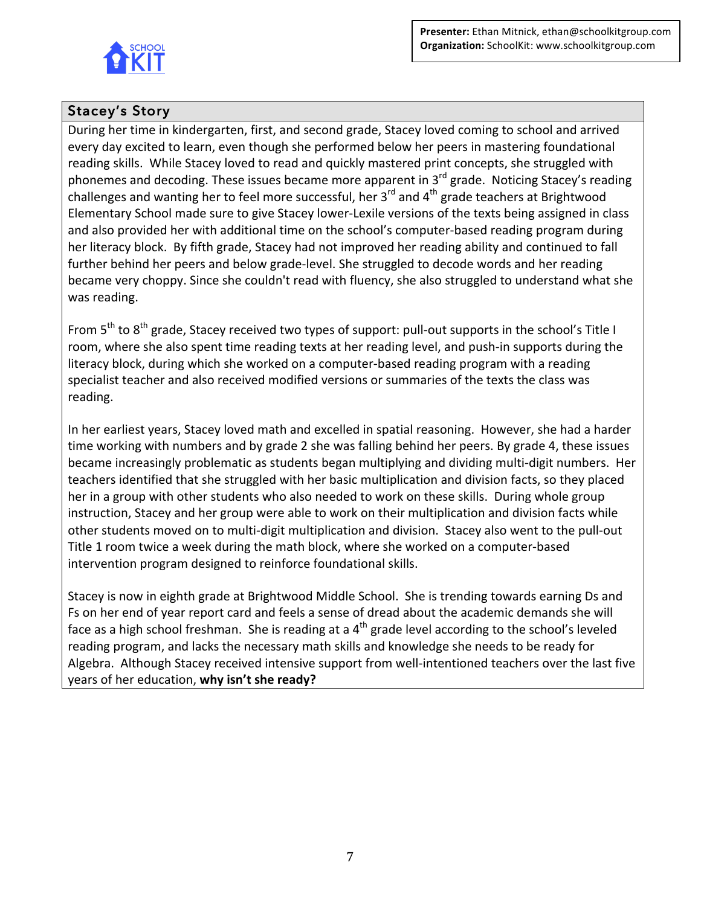**Presenter:** Ethan Mitnick, ethan@schoolkitgroup.com
**Organization:** SchoolKit: www.schoolkitgroup.com

## Stacey's Story

During her time in kindergarten, first, and second grade, Stacey loved coming to school and arrived every day excited to learn, even though she performed below her peers in mastering foundational reading skills. While Stacey loved to read and quickly mastered print concepts, she struggled with phonemes and decoding. These issues became more apparent in 3rd grade. Noticing Stacey's reading challenges and wanting her to feel more successful, her 3rd and 4th grade teachers at Brightwood Elementary School made sure to give Stacey lower-Lexile versions of the texts being assigned in class and also provided her with additional time on the school's computer-based reading program during her literacy block. By fifth grade, Stacey had not improved her reading ability and continued to fall further behind her peers and below grade-level. She struggled to decode words and her reading became very choppy. Since she couldn't read with fluency, she also struggled to understand what she was reading.

From 5th to 8th grade, Stacey received two types of support: pull-out supports in the school's Title I room, where she also spent time reading texts at her reading level, and push-in supports during the literacy block, during which she worked on a computer-based reading program with a reading specialist teacher and also received modified versions or summaries of the texts the class was reading.

In her earliest years, Stacey loved math and excelled in spatial reasoning. However, she had a harder time working with numbers and by grade 2 she was falling behind her peers. By grade 4, these issues became increasingly problematic as students began multiplying and dividing multi-digit numbers. Her teachers identified that she struggled with her basic multiplication and division facts, so they placed her in a group with other students who also needed to work on these skills. During whole group instruction, Stacey and her group were able to work on their multiplication and division facts while other students moved on to multi-digit multiplication and division. Stacey also went to the pull-out Title 1 room twice a week during the math block, where she worked on a computer-based intervention program designed to reinforce foundational skills.

Stacey is now in eighth grade at Brightwood Middle School. She is trending towards earning Ds and Fs on her end of year report card and feels a sense of dread about the academic demands she will face as a high school freshman. She is reading at a 4th grade level according to the school's leveled reading program, and lacks the necessary math skills and knowledge she needs to be ready for Algebra. Although Stacey received intensive support from well-intentioned teachers over the last five years of her education, **why isn't she ready?**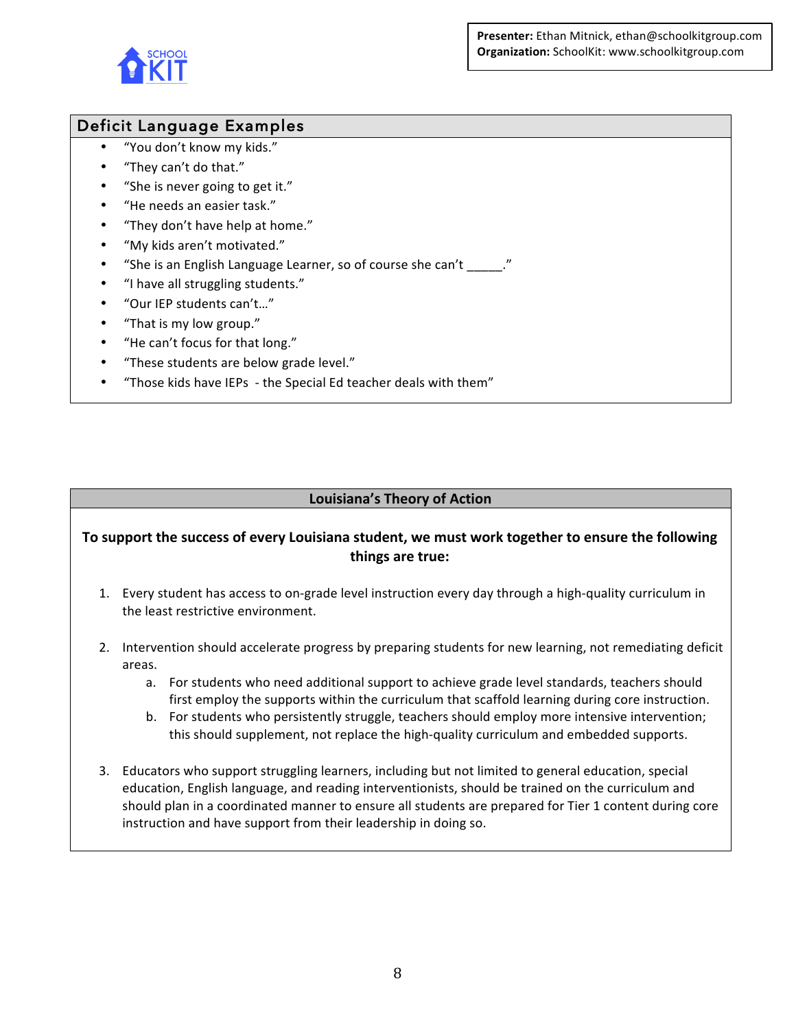**Presenter:** Ethan Mitnick, ethan@schoolkitgroup.com
**Organization:** SchoolKit: www.schoolkitgroup.com

## Deficit Language Examples

- "You don't know my kids."
- "They can't do that."
- "She is never going to get it."
- "He needs an easier task."
- "They don't have help at home."
- "My kids aren't motivated."
- "She is an English Language Learner, so of course she can't _____."
- "I have all struggling students."
- "Our IEP students can't…"
- "That is my low group."
- "He can't focus for that long."
- "These students are below grade level."
- "Those kids have IEPs - the Special Ed teacher deals with them"

## Louisiana's Theory of Action

**To support the success of every Louisiana student, we must work together to ensure the following things are true:**

1. Every student has access to on-grade level instruction every day through a high-quality curriculum in the least restrictive environment.

2. Intervention should accelerate progress by preparing students for new learning, not remediating deficit areas.
   a. For students who need additional support to achieve grade level standards, teachers should first employ the supports within the curriculum that scaffold learning during core instruction.
   b. For students who persistently struggle, teachers should employ more intensive intervention; this should supplement, not replace the high-quality curriculum and embedded supports.

3. Educators who support struggling learners, including but not limited to general education, special education, English language, and reading interventionists, should be trained on the curriculum and should plan in a coordinated manner to ensure all students are prepared for Tier 1 content during core instruction and have support from their leadership in doing so.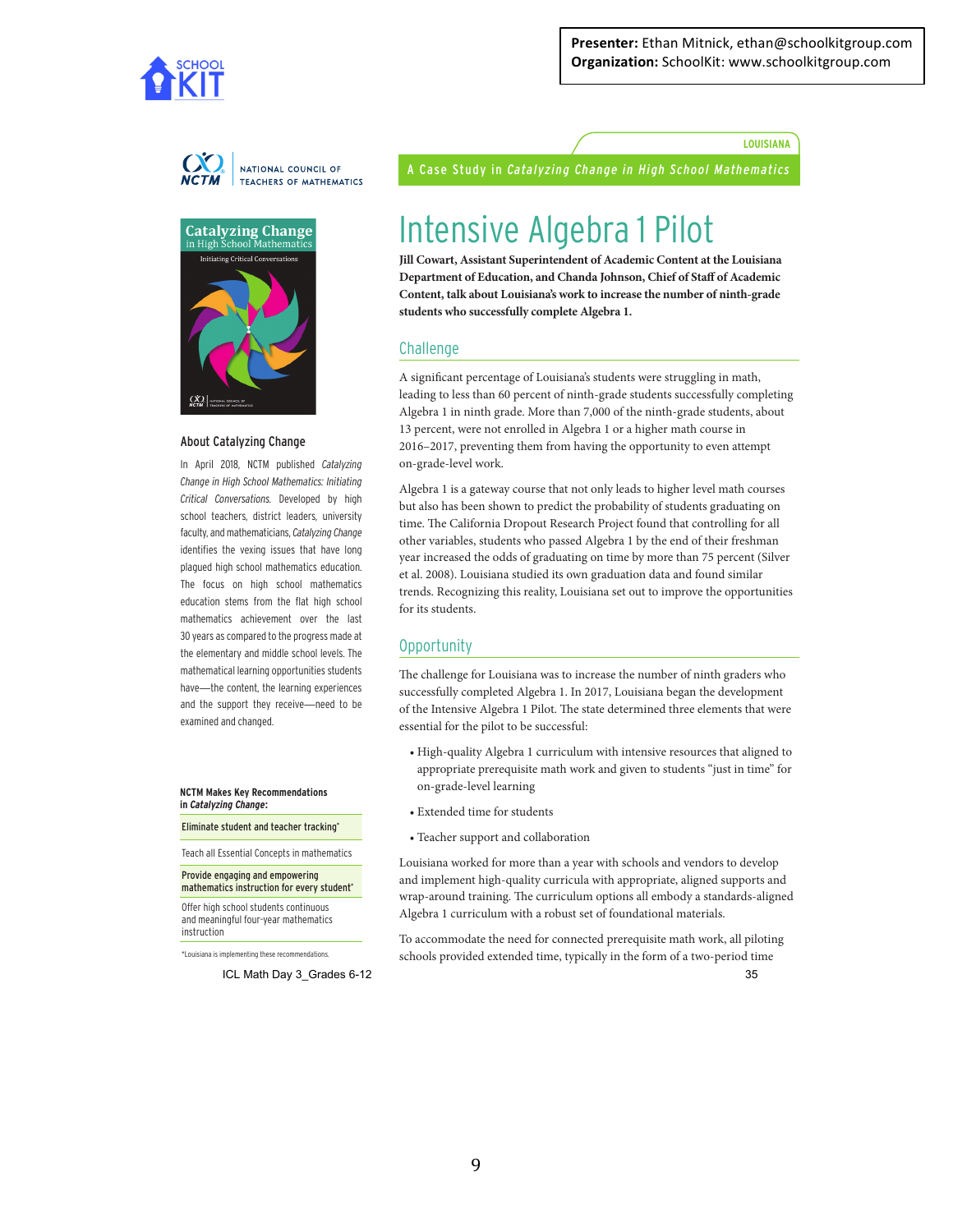**Presenter:** Ethan Mitnick, ethan@schoolkitgroup.com
**Organization:** SchoolKit: www.schoolkitgroup.com

LOUISIANA

A Case Study in *Catalyzing Change in High School Mathematics*

# Intensive Algebra 1 Pilot

**Jill Cowart, Assistant Superintendent of Academic Content at the Louisiana Department of Education, and Chanda Johnson, Chief of Staff of Academic Content, talk about Louisiana's work to increase the number of ninth-grade students who successfully complete Algebra 1.**

## Challenge

A significant percentage of Louisiana's students were struggling in math, leading to less than 60 percent of ninth-grade students successfully completing Algebra 1 in ninth grade. More than 7,000 of the ninth-grade students, about 13 percent, were not enrolled in Algebra 1 or a higher math course in 2016–2017, preventing them from having the opportunity to even attempt on-grade-level work.

Algebra 1 is a gateway course that not only leads to higher level math courses but also has been shown to predict the probability of students graduating on time. The California Dropout Research Project found that controlling for all other variables, students who passed Algebra 1 by the end of their freshman year increased the odds of graduating on time by more than 75 percent (Silver et al. 2008). Louisiana studied its own graduation data and found similar trends. Recognizing this reality, Louisiana set out to improve the opportunities for its students.

## Opportunity

The challenge for Louisiana was to increase the number of ninth graders who successfully completed Algebra 1. In 2017, Louisiana began the development of the Intensive Algebra 1 Pilot. The state determined three elements that were essential for the pilot to be successful:

- High-quality Algebra 1 curriculum with intensive resources that aligned to appropriate prerequisite math work and given to students "just in time" for on-grade-level learning
- Extended time for students
- Teacher support and collaboration

Louisiana worked for more than a year with schools and vendors to develop and implement high-quality curricula with appropriate, aligned supports and wrap-around training. The curriculum options all embody a standards-aligned Algebra 1 curriculum with a robust set of foundational materials.

To accommodate the need for connected prerequisite math work, all piloting schools provided extended time, typically in the form of a two-period time

---

NCTM | NATIONAL COUNCIL OF TEACHERS OF MATHEMATICS

**Catalyzing Change** in High School Mathematics — Initiating Critical Conversations

### About Catalyzing Change

In April 2018, NCTM published *Catalyzing Change in High School Mathematics: Initiating Critical Conversations*. Developed by high school teachers, district leaders, university faculty, and mathematicians, *Catalyzing Change* identifies the vexing issues that have long plagued high school mathematics education. The focus on high school mathematics education stems from the flat high school mathematics achievement over the last 30 years as compared to the progress made at the elementary and middle school levels. The mathematical learning opportunities students have—the content, the learning experiences and the support they receive—need to be examined and changed.

**NCTM Makes Key Recommendations in *Catalyzing Change*:**

- Eliminate student and teacher tracking*
- Teach all Essential Concepts in mathematics
- Provide engaging and empowering mathematics instruction for every student*
- Offer high school students continuous and meaningful four-year mathematics instruction

*Louisiana is implementing these recommendations.

ICL Math Day 3_Grades 6-12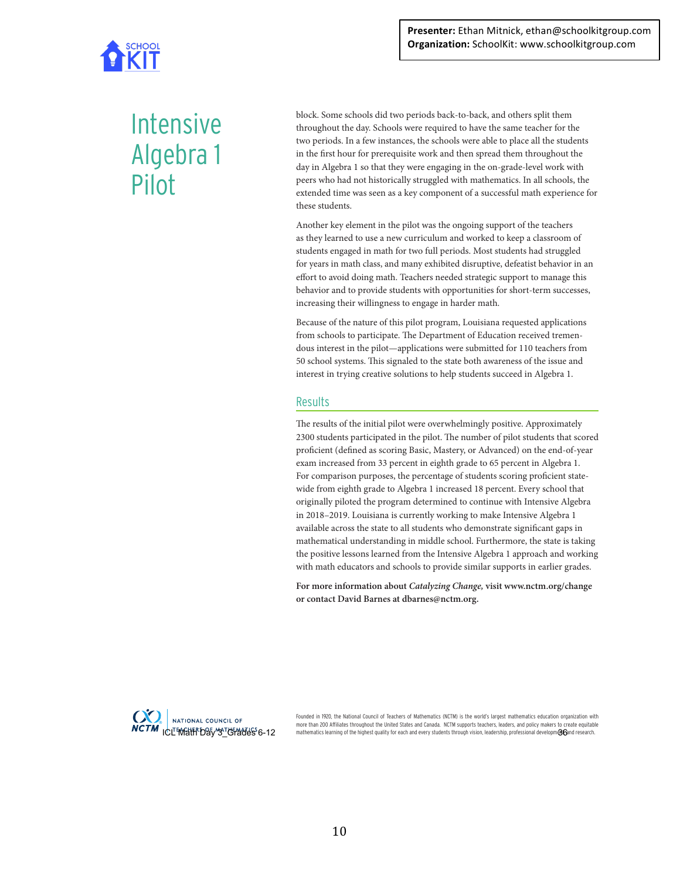# Intensive Algebra 1 Pilot

block. Some schools did two periods back-to-back, and others split them throughout the day. Schools were required to have the same teacher for the two periods. In a few instances, the schools were able to place all the students in the first hour for prerequisite work and then spread them throughout the day in Algebra 1 so that they were engaging in the on-grade-level work with peers who had not historically struggled with mathematics. In all schools, the extended time was seen as a key component of a successful math experience for these students.

Another key element in the pilot was the ongoing support of the teachers as they learned to use a new curriculum and worked to keep a classroom of students engaged in math for two full periods. Most students had struggled for years in math class, and many exhibited disruptive, defeatist behavior in an effort to avoid doing math. Teachers needed strategic support to manage this behavior and to provide students with opportunities for short-term successes, increasing their willingness to engage in harder math.

Because of the nature of this pilot program, Louisiana requested applications from schools to participate. The Department of Education received tremendous interest in the pilot—applications were submitted for 110 teachers from 50 school systems. This signaled to the state both awareness of the issue and interest in trying creative solutions to help students succeed in Algebra 1.

## Results

The results of the initial pilot were overwhelmingly positive. Approximately 2300 students participated in the pilot. The number of pilot students that scored proficient (defined as scoring Basic, Mastery, or Advanced) on the end-of-year exam increased from 33 percent in eighth grade to 65 percent in Algebra 1. For comparison purposes, the percentage of students scoring proficient statewide from eighth grade to Algebra 1 increased 18 percent. Every school that originally piloted the program determined to continue with Intensive Algebra in 2018–2019. Louisiana is currently working to make Intensive Algebra 1 available across the state to all students who demonstrate significant gaps in mathematical understanding in middle school. Furthermore, the state is taking the positive lessons learned from the Intensive Algebra 1 approach and working with math educators and schools to provide similar supports in earlier grades.

**For more information about *Catalyzing Change,* visit www.nctm.org/change or contact David Barnes at dbarnes@nctm.org.**

NATIONAL COUNCIL OF TEACHERS OF MATHEMATICS

Founded in 1920, the National Council of Teachers of Mathematics (NCTM) is the world's largest mathematics education organization with more than 200 Affiliates throughout the United States and Canada. NCTM supports teachers, leaders, and policy makers to create equitable mathematics learning of the highest quality for each and every students through vision, leadership, professional development and research.